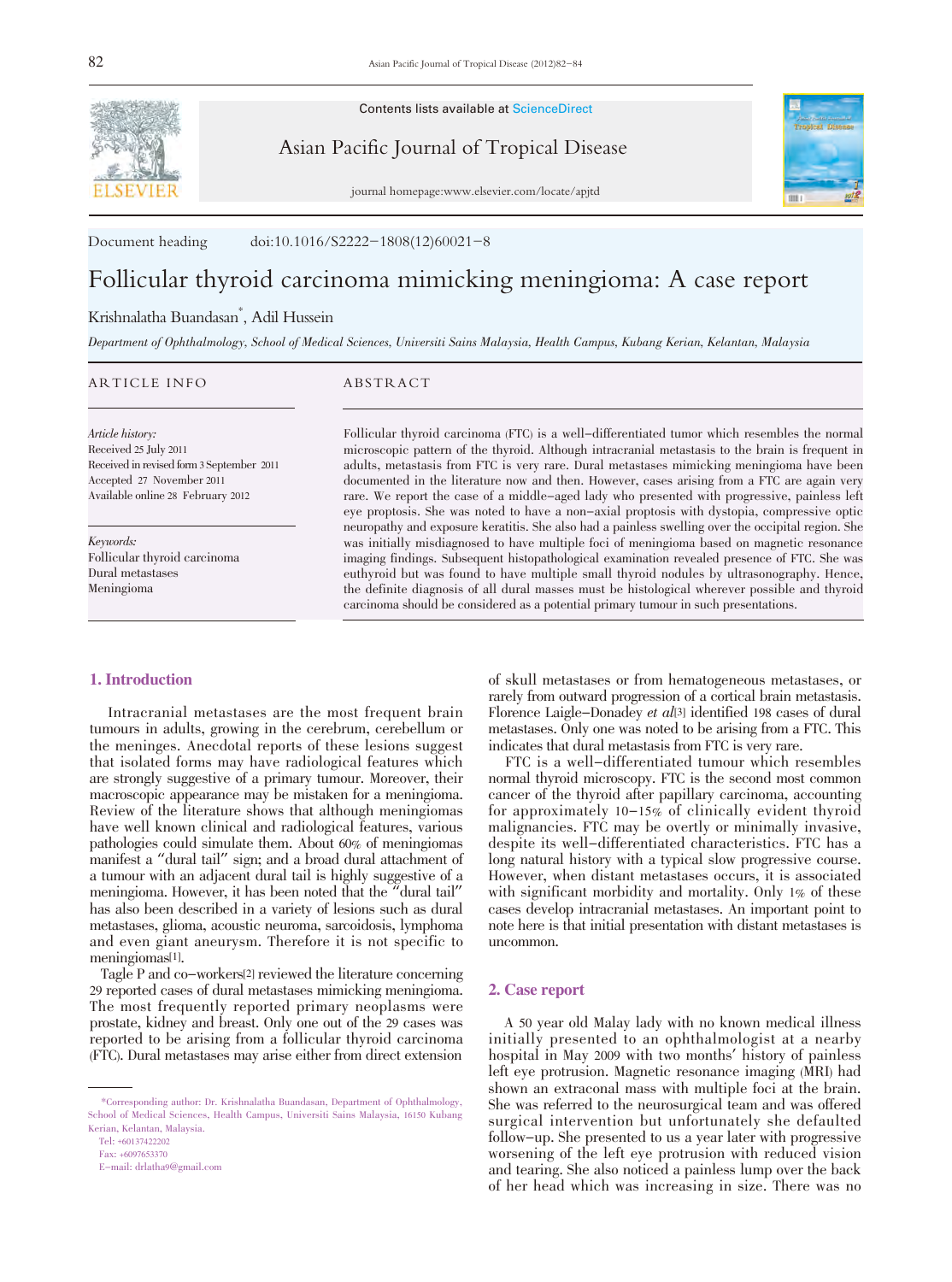Contents lists available at ScienceDirect

Asian Pacific Journal of Tropical Disease

journal homepage:www.elsevier.com/locate/apjtd

Document heading doi:10.1016/S2222-1808(12)60021-8

# Follicular thyroid carcinoma mimicking meningioma: A case report

Krishnalatha Buandasan*, Adil Hussein

*Department of Ophthalmology, School of Medical Sciences, Universiti Sains Malaysia, Health Campus, Kubang Kerian, Kelantan, Malaysia*

## ARTICLE INFO

*Article history:*
Received 25 July 2011
Received in revised form 3 September 2011
Accepted 27 November 2011
Available online 28 February 2012

*Keywords:*
Follicular thyroid carcinoma
Dural metastases
Meningioma

## ABSTRACT

Follicular thyroid carcinoma (FTC) is a well-differentiated tumor which resembles the normal microscopic pattern of the thyroid. Although intracranial metastasis to the brain is frequent in adults, metastasis from FTC is very rare. Dural metastases mimicking meningioma have been documented in the literature now and then. However, cases arising from a FTC are again very rare. We report the case of a middle-aged lady who presented with progressive, painless left eye proptosis. She was noted to have a non-axial proptosis with dystopia, compressive optic neuropathy and exposure keratitis. She also had a painless swelling over the occipital region. She was initially misdiagnosed to have multiple foci of meningioma based on magnetic resonance imaging findings. Subsequent histopathological examination revealed presence of FTC. She was euthyroid but was found to have multiple small thyroid nodules by ultrasonography. Hence, the definite diagnosis of all dural masses must be histological wherever possible and thyroid carcinoma should be considered as a potential primary tumour in such presentations.

## 1. Introduction

Intracranial metastases are the most frequent brain tumours in adults, growing in the cerebrum, cerebellum or the meninges. Anecdotal reports of these lesions suggest that isolated forms may have radiological features which are strongly suggestive of a primary tumour. Moreover, their macroscopic appearance may be mistaken for a meningioma. Review of the literature shows that although meningiomas have well known clinical and radiological features, various pathologies could simulate them. About 60% of meningiomas manifest a "dural tail" sign; and a broad dural attachment of a tumour with an adjacent dural tail is highly suggestive of a meningioma. However, it has been noted that the "dural tail" has also been described in a variety of lesions such as dural metastases, glioma, acoustic neuroma, sarcoidosis, lymphoma and even giant aneurysm. Therefore it is not specific to meningiomas[1].

Tagle P and co-workers[2] reviewed the literature concerning 29 reported cases of dural metastases mimicking meningioma. The most frequently reported primary neoplasms were prostate, kidney and breast. Only one out of the 29 cases was reported to be arising from a follicular thyroid carcinoma (FTC). Dural metastases may arise either from direct extension of skull metastases or from hematogeneous metastases, or rarely from outward progression of a cortical brain metastasis. Florence Laigle-Donadey *et al*[3] identified 198 cases of dural metastases. Only one was noted to be arising from a FTC. This indicates that dural metastasis from FTC is very rare.

FTC is a well-differentiated tumour which resembles normal thyroid microscopy. FTC is the second most common cancer of the thyroid after papillary carcinoma, accounting for approximately 10-15% of clinically evident thyroid malignancies. FTC may be overtly or minimally invasive, despite its well-differentiated characteristics. FTC has a long natural history with a typical slow progressive course. However, when distant metastases occurs, it is associated with significant morbidity and mortality. Only 1% of these cases develop intracranial metastases. An important point to note here is that initial presentation with distant metastases is uncommon.

## 2. Case report

A 50 year old Malay lady with no known medical illness initially presented to an ophthalmologist at a nearby hospital in May 2009 with two months' history of painless left eye protrusion. Magnetic resonance imaging (MRI) had shown an extraconal mass with multiple foci at the brain. She was referred to the neurosurgical team and was offered surgical intervention but unfortunately she defaulted follow-up. She presented to us a year later with progressive worsening of the left eye protrusion with reduced vision and tearing. She also noticed a painless lump over the back of her head which was increasing in size. There was no

*Corresponding author: Dr. Krishnalatha Buandasan, Department of Ophthalmology, School of Medical Sciences, Health Campus, Universiti Sains Malaysia, 16150 Kubang Kerian, Kelantan, Malaysia.
Tel: +60137422202
Fax: +6097653370
E-mail: drlatha9@gmail.com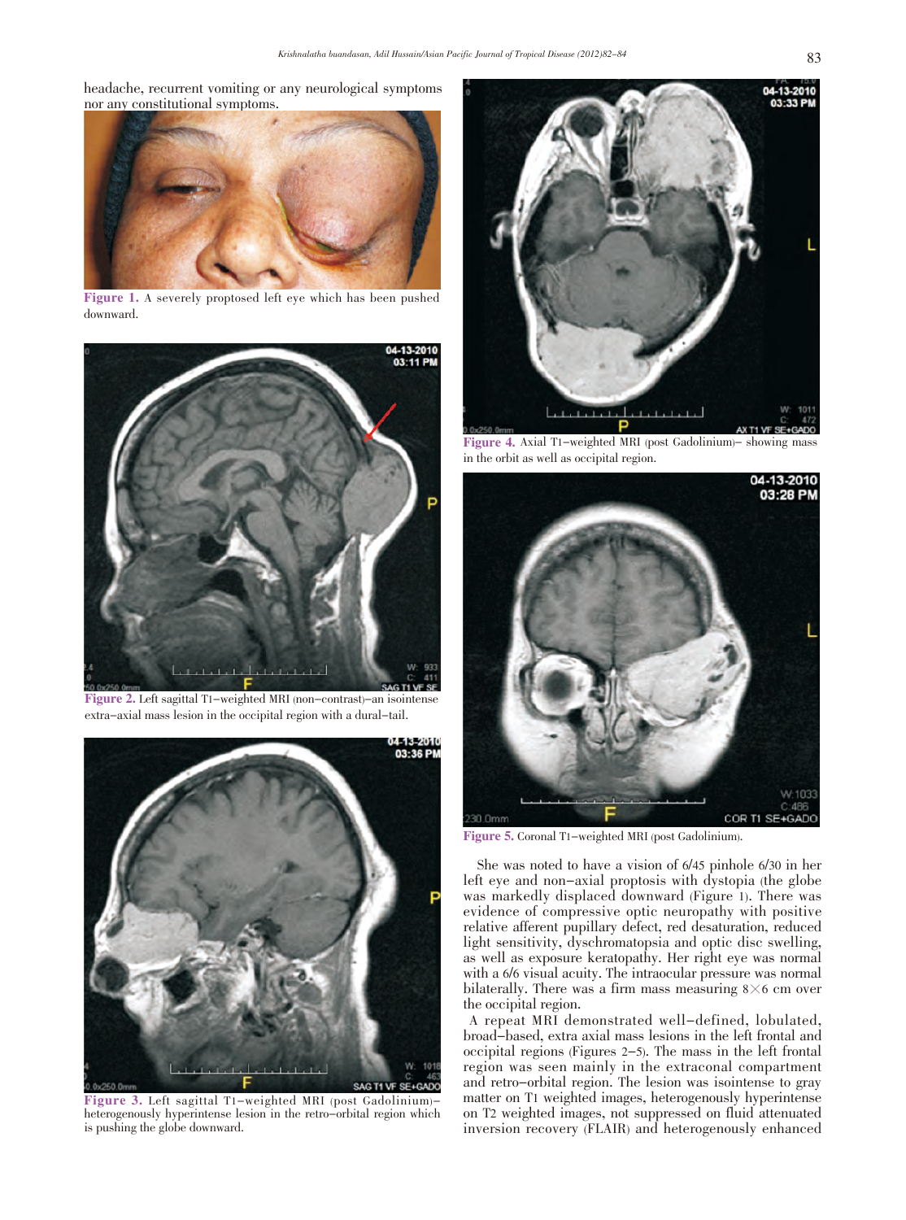headache, recurrent vomiting or any neurological symptoms nor any constitutional symptoms.

Figure 1. A severely proptosed left eye which has been pushed downward.

Figure 2. Left sagittal T1–weighted MRI (non–contrast)–an isointense extra–axial mass lesion in the occipital region with a dural–tail.

Figure 3. Left sagittal T1–weighted MRI (post Gadolinium)– heterogenously hyperintense lesion in the retro–orbital region which is pushing the globe downward.

Figure 4. Axial T1–weighted MRI (post Gadolinium)– showing mass in the orbit as well as occipital region.

Figure 5. Coronal T1–weighted MRI (post Gadolinium).

She was noted to have a vision of 6/45 pinhole 6/30 in her left eye and non–axial proptosis with dystopia (the globe was markedly displaced downward (Figure 1). There was evidence of compressive optic neuropathy with positive relative afferent pupillary defect, red desaturation, reduced light sensitivity, dyschromatopsia and optic disc swelling, as well as exposure keratopathy. Her right eye was normal with a 6/6 visual acuity. The intraocular pressure was normal bilaterally. There was a firm mass measuring 8×6 cm over the occipital region.

A repeat MRI demonstrated well–defined, lobulated, broad–based, extra axial mass lesions in the left frontal and occipital regions (Figures 2–5). The mass in the left frontal region was seen mainly in the extraconal compartment and retro–orbital region. The lesion was isointense to gray matter on T1 weighted images, heterogenously hyperintense on T2 weighted images, not suppressed on fluid attenuated inversion recovery (FLAIR) and heterogenously enhanced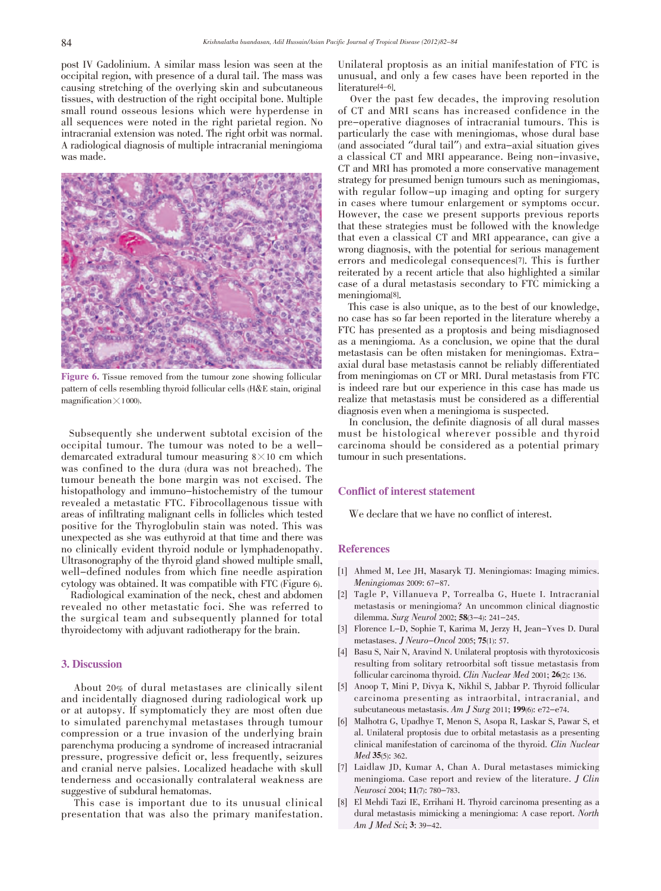post IV Gadolinium. A similar mass lesion was seen at the occipital region, with presence of a dural tail. The mass was causing stretching of the overlying skin and subcutaneous tissues, with destruction of the right occipital bone. Multiple small round osseous lesions which were hyperdense in all sequences were noted in the right parietal region. No intracranial extension was noted. The right orbit was normal. A radiological diagnosis of multiple intracranial meningioma was made.

**Figure 6.** Tissue removed from the tumour zone showing follicular pattern of cells resembling thyroid follicular cells (H&E stain, original magnification ×1 000).

Subsequently she underwent subtotal excision of the occipital tumour. The tumour was noted to be a well-demarcated extradural tumour measuring 8×10 cm which was confined to the dura (dura was not breached). The tumour beneath the bone margin was not excised. The histopathology and immuno-histochemistry of the tumour revealed a metastatic FTC. Fibrocollagenous tissue with areas of infiltrating malignant cells in follicles which tested positive for the Thyroglobulin stain was noted. This was unexpected as she was euthyroid at that time and there was no clinically evident thyroid nodule or lymphadenopathy. Ultrasonography of the thyroid gland showed multiple small, well-defined nodules from which fine needle aspiration cytology was obtained. It was compatible with FTC (Figure 6).

Radiological examination of the neck, chest and abdomen revealed no other metastatic foci. She was referred to the surgical team and subsequently planned for total thyroidectomy with adjuvant radiotherapy for the brain.

## 3. Discussion

About 20% of dural metastases are clinically silent and incidentally diagnosed during radiological work up or at autopsy. If symptomaticly they are most often due to simulated parenchymal metastases through tumour compression or a true invasion of the underlying brain parenchyma producing a syndrome of increased intracranial pressure, progressive deficit or, less frequently, seizures and cranial nerve palsies. Localized headache with skull tenderness and occasionally contralateral weakness are suggestive of subdural hematomas.

This case is important due to its unusual clinical presentation that was also the primary manifestation. Unilateral proptosis as an initial manifestation of FTC is unusual, and only a few cases have been reported in the literature[4-6].

Over the past few decades, the improving resolution of CT and MRI scans has increased confidence in the pre-operative diagnoses of intracranial tumours. This is particularly the case with meningiomas, whose dural base (and associated "dural tail") and extra-axial situation gives a classical CT and MRI appearance. Being non-invasive, CT and MRI has promoted a more conservative management strategy for presumed benign tumours such as meningiomas, with regular follow-up imaging and opting for surgery in cases where tumour enlargement or symptoms occur. However, the case we present supports previous reports that these strategies must be followed with the knowledge that even a classical CT and MRI appearance, can give a wrong diagnosis, with the potential for serious management errors and medicolegal consequences[7]. This is further reiterated by a recent article that also highlighted a similar case of a dural metastasis secondary to FTC mimicking a meningioma[8].

This case is also unique, as to the best of our knowledge, no case has so far been reported in the literature whereby a FTC has presented as a proptosis and being misdiagnosed as a meningioma. As a conclusion, we opine that the dural metastasis can be often mistaken for meningiomas. Extra-axial dural base metastasis cannot be reliably differentiated from meningiomas on CT or MRI. Dural metastasis from FTC is indeed rare but our experience in this case has made us realize that metastasis must be considered as a differential diagnosis even when a meningioma is suspected.

In conclusion, the definite diagnosis of all dural masses must be histological wherever possible and thyroid carcinoma should be considered as a potential primary tumour in such presentations.

## Conflict of interest statement

We declare that we have no conflict of interest.

## References

[1] Ahmed M, Lee JH, Masaryk TJ. Meningiomas: Imaging mimics. *Meningiomas* 2009: 67-87.

[2] Tagle P, Villanueva P, Torrealba G, Huete I. Intracranial metastasis or meningioma? An uncommon clinical diagnostic dilemma. *Surg Neurol* 2002; **58**(3-4): 241-245.

[3] Florence L-D, Sophie T, Karima M, Jerzy H, Jean-Yves D. Dural metastases. *J Neuro-Oncol* 2005; **75**(1): 57.

[4] Basu S, Nair N, Aravind N. Unilateral proptosis with thyrotoxicosis resulting from solitary retroorbital soft tissue metastasis from follicular carcinoma thyroid. *Clin Nuclear Med* 2001; **26**(2): 136.

[5] Anoop T, Mini P, Divya K, Nikhil S, Jabbar P. Thyroid follicular carcinoma presenting as intraorbital, intracranial, and subcutaneous metastasis. *Am J Surg* 2011; **199**(6): e72-e74.

[6] Malhotra G, Upadhye T, Menon S, Asopa R, Laskar S, Pawar S, et al. Unilateral proptosis due to orbital metastasis as a presenting clinical manifestation of carcinoma of the thyroid. *Clin Nuclear Med* **35**(5): 362.

[7] Laidlaw JD, Kumar A, Chan A. Dural metastases mimicking meningioma. Case report and review of the literature. *J Clin Neurosci* 2004; **11**(7): 780-783.

[8] El Mehdi Tazi IE, Errihani H. Thyroid carcinoma presenting as a dural metastasis mimicking a meningioma: A case report. *North Am J Med Sci*; **3**: 39-42.